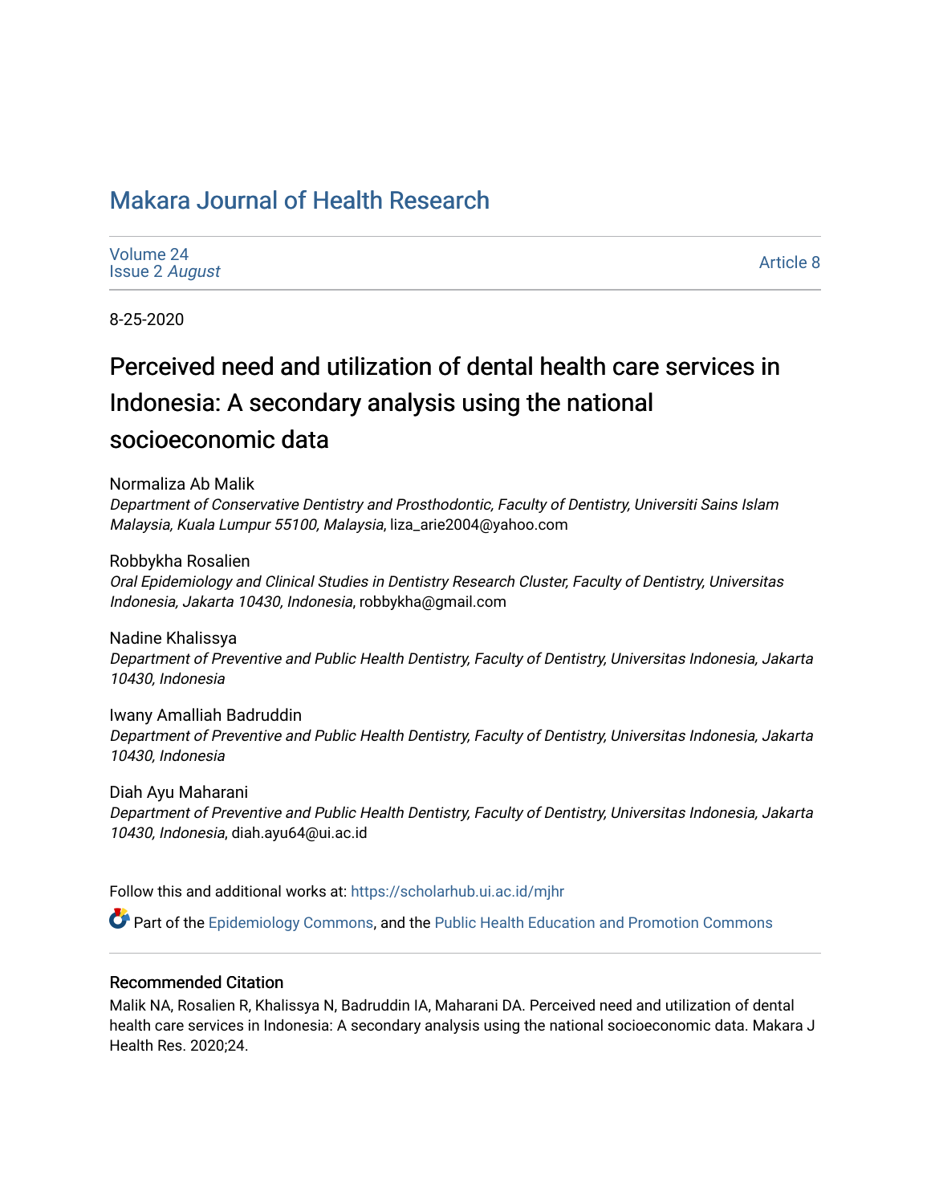# Makara Journal of Health Research

Volume 24
Issue 2 *August*

Article 8

8-25-2020

## Perceived need and utilization of dental health care services in Indonesia: A secondary analysis using the national socioeconomic data

Normaliza Ab Malik
*Department of Conservative Dentistry and Prosthodontic, Faculty of Dentistry, Universiti Sains Islam Malaysia, Kuala Lumpur 55100, Malaysia*, liza_arie2004@yahoo.com

Robbykha Rosalien
*Oral Epidemiology and Clinical Studies in Dentistry Research Cluster, Faculty of Dentistry, Universitas Indonesia, Jakarta 10430, Indonesia*, robbykha@gmail.com

Nadine Khalissya
*Department of Preventive and Public Health Dentistry, Faculty of Dentistry, Universitas Indonesia, Jakarta 10430, Indonesia*

Iwany Amalliah Badruddin
*Department of Preventive and Public Health Dentistry, Faculty of Dentistry, Universitas Indonesia, Jakarta 10430, Indonesia*

Diah Ayu Maharani
*Department of Preventive and Public Health Dentistry, Faculty of Dentistry, Universitas Indonesia, Jakarta 10430, Indonesia*, diah.ayu64@ui.ac.id

Follow this and additional works at: https://scholarhub.ui.ac.id/mjhr

Part of the Epidemiology Commons, and the Public Health Education and Promotion Commons

### Recommended Citation

Malik NA, Rosalien R, Khalissya N, Badruddin IA, Maharani DA. Perceived need and utilization of dental health care services in Indonesia: A secondary analysis using the national socioeconomic data. Makara J Health Res. 2020;24.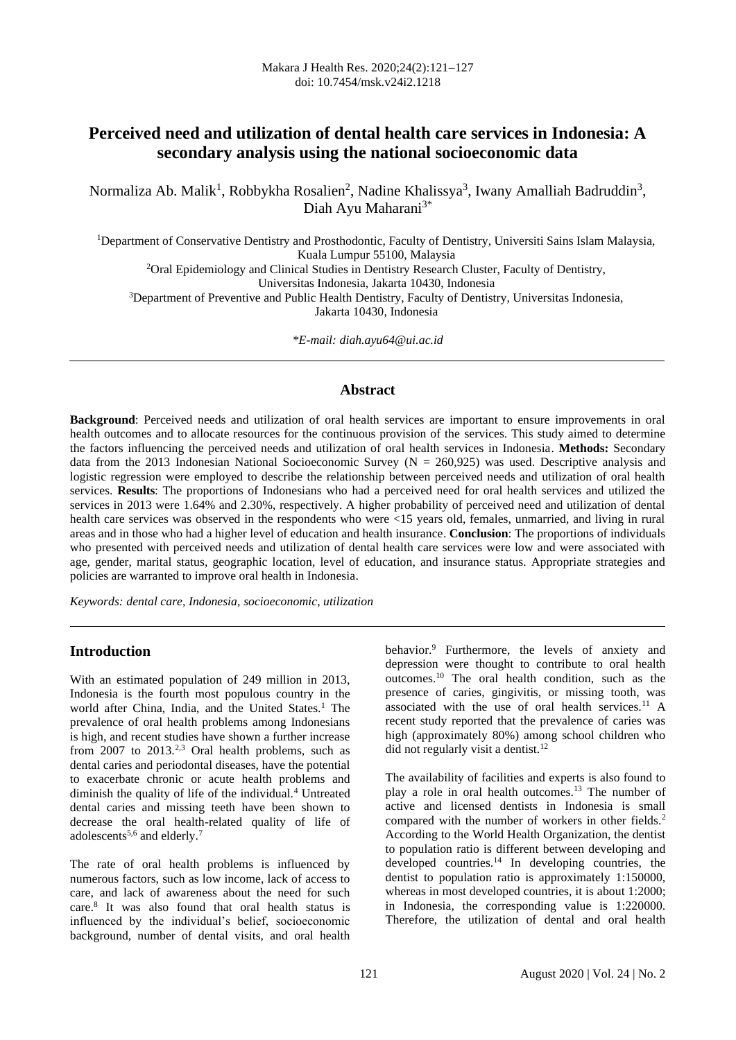# Perceived need and utilization of dental health care services in Indonesia: A secondary analysis using the national socioeconomic data

Normaliza Ab. Malik[1], Robbykha Rosalien[2], Nadine Khalissya[3], Iwany Amalliah Badruddin[3], Diah Ayu Maharani[3*]

[1]Department of Conservative Dentistry and Prosthodontic, Faculty of Dentistry, Universiti Sains Islam Malaysia, Kuala Lumpur 55100, Malaysia

[2]Oral Epidemiology and Clinical Studies in Dentistry Research Cluster, Faculty of Dentistry, Universitas Indonesia, Jakarta 10430, Indonesia

[3]Department of Preventive and Public Health Dentistry, Faculty of Dentistry, Universitas Indonesia, Jakarta 10430, Indonesia

*\*E-mail: diah.ayu64@ui.ac.id*

## Abstract

**Background**: Perceived needs and utilization of oral health services are important to ensure improvements in oral health outcomes and to allocate resources for the continuous provision of the services. This study aimed to determine the factors influencing the perceived needs and utilization of oral health services in Indonesia. **Methods:** Secondary data from the 2013 Indonesian National Socioeconomic Survey (N = 260,925) was used. Descriptive analysis and logistic regression were employed to describe the relationship between perceived needs and utilization of oral health services. **Results**: The proportions of Indonesians who had a perceived need for oral health services and utilized the services in 2013 were 1.64% and 2.30%, respectively. A higher probability of perceived need and utilization of dental health care services was observed in the respondents who were <15 years old, females, unmarried, and living in rural areas and in those who had a higher level of education and health insurance. **Conclusion**: The proportions of individuals who presented with perceived needs and utilization of dental health care services were low and were associated with age, gender, marital status, geographic location, level of education, and insurance status. Appropriate strategies and policies are warranted to improve oral health in Indonesia.

*Keywords: dental care, Indonesia, socioeconomic, utilization*

## Introduction

With an estimated population of 249 million in 2013, Indonesia is the fourth most populous country in the world after China, India, and the United States.[1] The prevalence of oral health problems among Indonesians is high, and recent studies have shown a further increase from 2007 to 2013.[2,3] Oral health problems, such as dental caries and periodontal diseases, have the potential to exacerbate chronic or acute health problems and diminish the quality of life of the individual.[4] Untreated dental caries and missing teeth have been shown to decrease the oral health-related quality of life of adolescents[5,6] and elderly.[7]

The rate of oral health problems is influenced by numerous factors, such as low income, lack of access to care, and lack of awareness about the need for such care.[8] It was also found that oral health status is influenced by the individual's belief, socioeconomic background, number of dental visits, and oral health behavior.[9] Furthermore, the levels of anxiety and depression were thought to contribute to oral health outcomes.[10] The oral health condition, such as the presence of caries, gingivitis, or missing tooth, was associated with the use of oral health services.[11] A recent study reported that the prevalence of caries was high (approximately 80%) among school children who did not regularly visit a dentist.[12]

The availability of facilities and experts is also found to play a role in oral health outcomes.[13] The number of active and licensed dentists in Indonesia is small compared with the number of workers in other fields.[2] According to the World Health Organization, the dentist to population ratio is different between developing and developed countries.[14] In developing countries, the dentist to population ratio is approximately 1:150000, whereas in most developed countries, it is about 1:2000; in Indonesia, the corresponding value is 1:220000. Therefore, the utilization of dental and oral health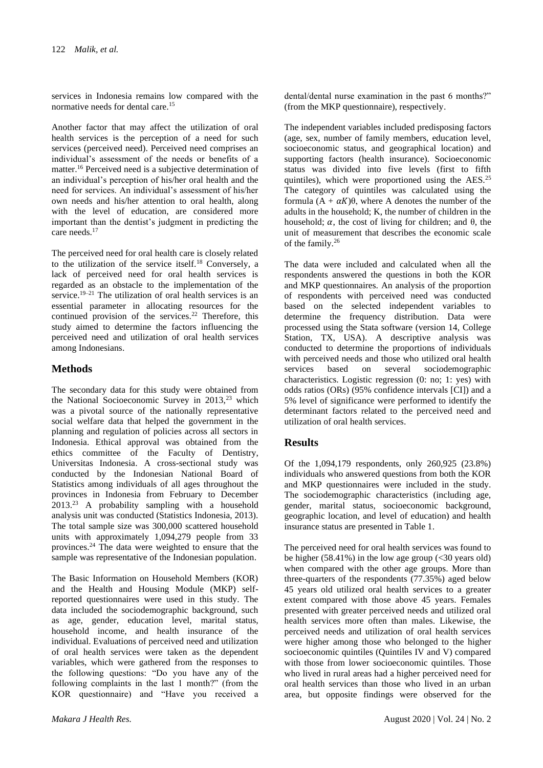services in Indonesia remains low compared with the normative needs for dental care.[15]

Another factor that may affect the utilization of oral health services is the perception of a need for such services (perceived need). Perceived need comprises an individual's assessment of the needs or benefits of a matter.[16] Perceived need is a subjective determination of an individual's perception of his/her oral health and the need for services. An individual's assessment of his/her own needs and his/her attention to oral health, along with the level of education, are considered more important than the dentist's judgment in predicting the care needs.[17]

The perceived need for oral health care is closely related to the utilization of the service itself.[18] Conversely, a lack of perceived need for oral health services is regarded as an obstacle to the implementation of the service.[19–21] The utilization of oral health services is an essential parameter in allocating resources for the continued provision of the services.[22] Therefore, this study aimed to determine the factors influencing the perceived need and utilization of oral health services among Indonesians.

## Methods

The secondary data for this study were obtained from the National Socioeconomic Survey in 2013,[23] which was a pivotal source of the nationally representative social welfare data that helped the government in the planning and regulation of policies across all sectors in Indonesia. Ethical approval was obtained from the ethics committee of the Faculty of Dentistry, Universitas Indonesia. A cross-sectional study was conducted by the Indonesian National Board of Statistics among individuals of all ages throughout the provinces in Indonesia from February to December 2013.[23] A probability sampling with a household analysis unit was conducted (Statistics Indonesia, 2013). The total sample size was 300,000 scattered household units with approximately 1,094,279 people from 33 provinces.[24] The data were weighted to ensure that the sample was representative of the Indonesian population.

The Basic Information on Household Members (KOR) and the Health and Housing Module (MKP) self-reported questionnaires were used in this study. The data included the sociodemographic background, such as age, gender, education level, marital status, household income, and health insurance of the individual. Evaluations of perceived need and utilization of oral health services were taken as the dependent variables, which were gathered from the responses to the following questions: "Do you have any of the following complaints in the last 1 month?" (from the KOR questionnaire) and "Have you received a dental/dental nurse examination in the past 6 months?" (from the MKP questionnaire), respectively.

The independent variables included predisposing factors (age, sex, number of family members, education level, socioeconomic status, and geographical location) and supporting factors (health insurance). Socioeconomic status was divided into five levels (first to fifth quintiles), which were proportioned using the AES.[25] The category of quintiles was calculated using the formula $(A + \alpha K)\theta$, where A denotes the number of the adults in the household; K, the number of children in the household; $\alpha$, the cost of living for children; and $\theta$, the unit of measurement that describes the economic scale of the family.[26]

The data were included and calculated when all the respondents answered the questions in both the KOR and MKP questionnaires. An analysis of the proportion of respondents with perceived need was conducted based on the selected independent variables to determine the frequency distribution. Data were processed using the Stata software (version 14, College Station, TX, USA). A descriptive analysis was conducted to determine the proportions of individuals with perceived needs and those who utilized oral health services based on several sociodemographic characteristics. Logistic regression (0: no; 1: yes) with odds ratios (ORs) (95% confidence intervals [CI]) and a 5% level of significance were performed to identify the determinant factors related to the perceived need and utilization of oral health services.

## Results

Of the 1,094,179 respondents, only 260,925 (23.8%) individuals who answered questions from both the KOR and MKP questionnaires were included in the study. The sociodemographic characteristics (including age, gender, marital status, socioeconomic background, geographic location, and level of education) and health insurance status are presented in Table 1.

The perceived need for oral health services was found to be higher (58.41%) in the low age group (<30 years old) when compared with the other age groups. More than three-quarters of the respondents (77.35%) aged below 45 years old utilized oral health services to a greater extent compared with those above 45 years. Females presented with greater perceived needs and utilized oral health services more often than males. Likewise, the perceived needs and utilization of oral health services were higher among those who belonged to the higher socioeconomic quintiles (Quintiles IV and V) compared with those from lower socioeconomic quintiles. Those who lived in rural areas had a higher perceived need for oral health services than those who lived in an urban area, but opposite findings were observed for the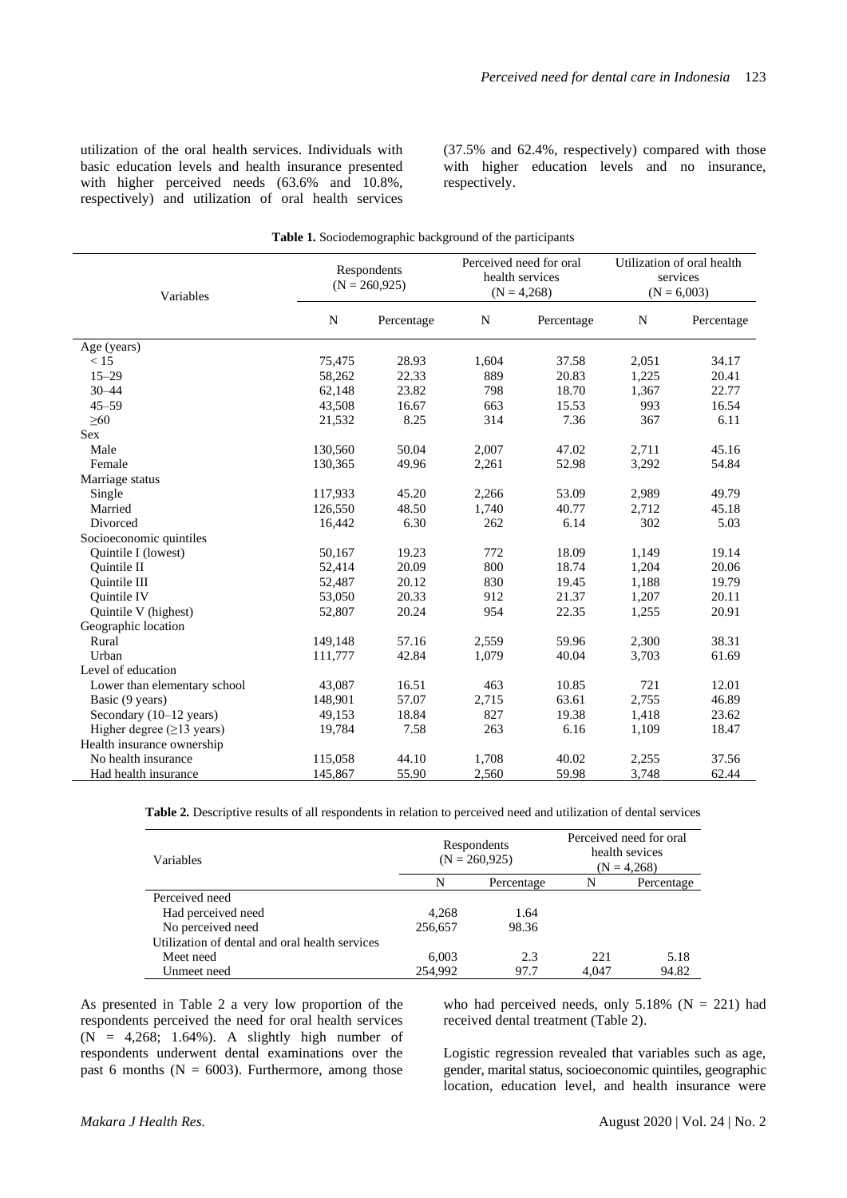utilization of the oral health services. Individuals with basic education levels and health insurance presented with higher perceived needs (63.6% and 10.8%, respectively) and utilization of oral health services (37.5% and 62.4%, respectively) compared with those with higher education levels and no insurance, respectively.

**Table 1.** Sociodemographic background of the participants

| Variables | Respondents (N = 260,925) | | Perceived need for oral health services (N = 4,268) | | Utilization of oral health services (N = 6,003) | |
|---|---|---|---|---|---|---|
| | N | Percentage | N | Percentage | N | Percentage |
| Age (years) | | | | | | |
| < 15 | 75,475 | 28.93 | 1,604 | 37.58 | 2,051 | 34.17 |
| 15–29 | 58,262 | 22.33 | 889 | 20.83 | 1,225 | 20.41 |
| 30–44 | 62,148 | 23.82 | 798 | 18.70 | 1,367 | 22.77 |
| 45–59 | 43,508 | 16.67 | 663 | 15.53 | 993 | 16.54 |
| ≥60 | 21,532 | 8.25 | 314 | 7.36 | 367 | 6.11 |
| Sex | | | | | | |
| Male | 130,560 | 50.04 | 2,007 | 47.02 | 2,711 | 45.16 |
| Female | 130,365 | 49.96 | 2,261 | 52.98 | 3,292 | 54.84 |
| Marriage status | | | | | | |
| Single | 117,933 | 45.20 | 2,266 | 53.09 | 2,989 | 49.79 |
| Married | 126,550 | 48.50 | 1,740 | 40.77 | 2,712 | 45.18 |
| Divorced | 16,442 | 6.30 | 262 | 6.14 | 302 | 5.03 |
| Socioeconomic quintiles | | | | | | |
| Quintile I (lowest) | 50,167 | 19.23 | 772 | 18.09 | 1,149 | 19.14 |
| Quintile II | 52,414 | 20.09 | 800 | 18.74 | 1,204 | 20.06 |
| Quintile III | 52,487 | 20.12 | 830 | 19.45 | 1,188 | 19.79 |
| Quintile IV | 53,050 | 20.33 | 912 | 21.37 | 1,207 | 20.11 |
| Quintile V (highest) | 52,807 | 20.24 | 954 | 22.35 | 1,255 | 20.91 |
| Geographic location | | | | | | |
| Rural | 149,148 | 57.16 | 2,559 | 59.96 | 2,300 | 38.31 |
| Urban | 111,777 | 42.84 | 1,079 | 40.04 | 3,703 | 61.69 |
| Level of education | | | | | | |
| Lower than elementary school | 43,087 | 16.51 | 463 | 10.85 | 721 | 12.01 |
| Basic (9 years) | 148,901 | 57.07 | 2,715 | 63.61 | 2,755 | 46.89 |
| Secondary (10–12 years) | 49,153 | 18.84 | 827 | 19.38 | 1,418 | 23.62 |
| Higher degree (≥13 years) | 19,784 | 7.58 | 263 | 6.16 | 1,109 | 18.47 |
| Health insurance ownership | | | | | | |
| No health insurance | 115,058 | 44.10 | 1,708 | 40.02 | 2,255 | 37.56 |
| Had health insurance | 145,867 | 55.90 | 2,560 | 59.98 | 3,748 | 62.44 |

**Table 2.** Descriptive results of all respondents in relation to perceived need and utilization of dental services

| Variables | Respondents (N = 260,925) | | Perceived need for oral health sevices (N = 4,268) | |
|---|---|---|---|---|
| | N | Percentage | N | Percentage |
| Perceived need | | | | |
| Had perceived need | 4,268 | 1.64 | | |
| No perceived need | 256,657 | 98.36 | | |
| Utilization of dental and oral health services | | | | |
| Meet need | 6,003 | 2.3 | 221 | 5.18 |
| Unmeet need | 254,992 | 97.7 | 4,047 | 94.82 |

As presented in Table 2 a very low proportion of the respondents perceived the need for oral health services (N = 4,268; 1.64%). A slightly high number of respondents underwent dental examinations over the past 6 months (N = 6003). Furthermore, among those who had perceived needs, only 5.18% (N = 221) had received dental treatment (Table 2).

Logistic regression revealed that variables such as age, gender, marital status, socioeconomic quintiles, geographic location, education level, and health insurance were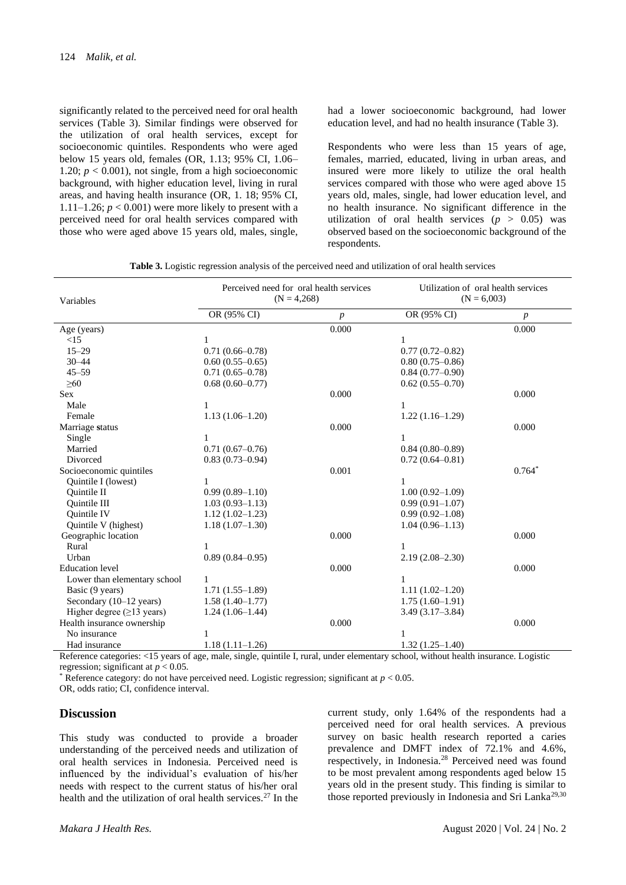significantly related to the perceived need for oral health services (Table 3). Similar findings were observed for the utilization of oral health services, except for socioeconomic quintiles. Respondents who were aged below 15 years old, females (OR, 1.13; 95% CI, 1.06–1.20; $p < 0.001$), not single, from a high socioeconomic background, with higher education level, living in rural areas, and having health insurance (OR, 1. 18; 95% CI, 1.11–1.26; $p < 0.001$) were more likely to present with a perceived need for oral health services compared with those who were aged above 15 years old, males, single, had a lower socioeconomic background, had lower education level, and had no health insurance (Table 3).

Respondents who were less than 15 years of age, females, married, educated, living in urban areas, and insured were more likely to utilize the oral health services compared with those who were aged above 15 years old, males, single, had lower education level, and no health insurance. No significant difference in the utilization of oral health services ($p > 0.05$) was observed based on the socioeconomic background of the respondents.

**Table 3.** Logistic regression analysis of the perceived need and utilization of oral health services

| Variables | Perceived need for oral health services (N = 4,268) | | Utilization of oral health services (N = 6,003) | |
|---|---|---|---|---|
| | OR (95% CI) | $p$ | OR (95% CI) | $p$ |
| Age (years) | | 0.000 | | 0.000 |
| <15 | 1 | | 1 | |
| 15–29 | 0.71 (0.66–0.78) | | 0.77 (0.72–0.82) | |
| 30–44 | 0.60 (0.55–0.65) | | 0.80 (0.75–0.86) | |
| 45–59 | 0.71 (0.65–0.78) | | 0.84 (0.77–0.90) | |
| ≥60 | 0.68 (0.60–0.77) | | 0.62 (0.55–0.70) | |
| Sex | | 0.000 | | 0.000 |
| Male | 1 | | 1 | |
| Female | 1.13 (1.06–1.20) | | 1.22 (1.16–1.29) | |
| Marriage status | | 0.000 | | 0.000 |
| Single | 1 | | 1 | |
| Married | 0.71 (0.67–0.76) | | 0.84 (0.80–0.89) | |
| Divorced | 0.83 (0.73–0.94) | | 0.72 (0.64–0.81) | |
| Socioeconomic quintiles | | 0.001 | | 0.764* |
| Quintile I (lowest) | 1 | | 1 | |
| Quintile II | 0.99 (0.89–1.10) | | 1.00 (0.92–1.09) | |
| Quintile III | 1.03 (0.93–1.13) | | 0.99 (0.91–1.07) | |
| Quintile IV | 1.12 (1.02–1.23) | | 0.99 (0.92–1.08) | |
| Quintile V (highest) | 1.18 (1.07–1.30) | | 1.04 (0.96–1.13) | |
| Geographic location | | 0.000 | | 0.000 |
| Rural | 1 | | 1 | |
| Urban | 0.89 (0.84–0.95) | | 2.19 (2.08–2.30) | |
| Education level | | 0.000 | | 0.000 |
| Lower than elementary school | 1 | | 1 | |
| Basic (9 years) | 1.71 (1.55–1.89) | | 1.11 (1.02–1.20) | |
| Secondary (10–12 years) | 1.58 (1.40–1.77) | | 1.75 (1.60–1.91) | |
| Higher degree (≥13 years) | 1.24 (1.06–1.44) | | 3.49 (3.17–3.84) | |
| Health insurance ownership | | 0.000 | | 0.000 |
| No insurance | 1 | | 1 | |
| Had insurance | 1.18 (1.11–1.26) | | 1.32 (1.25–1.40) | |

Reference categories: <15 years of age, male, single, quintile I, rural, under elementary school, without health insurance. Logistic regression; significant at $p < 0.05$.

* Reference category: do not have perceived need. Logistic regression; significant at $p < 0.05$.

OR, odds ratio; CI, confidence interval.

## Discussion

This study was conducted to provide a broader understanding of the perceived needs and utilization of oral health services in Indonesia. Perceived need is influenced by the individual's evaluation of his/her needs with respect to the current status of his/her oral health and the utilization of oral health services.[27] In the current study, only 1.64% of the respondents had a perceived need for oral health services. A previous survey on basic health research reported a caries prevalence and DMFT index of 72.1% and 4.6%, respectively, in Indonesia.[28] Perceived need was found to be most prevalent among respondents aged below 15 years old in the present study. This finding is similar to those reported previously in Indonesia and Sri Lanka[29,30]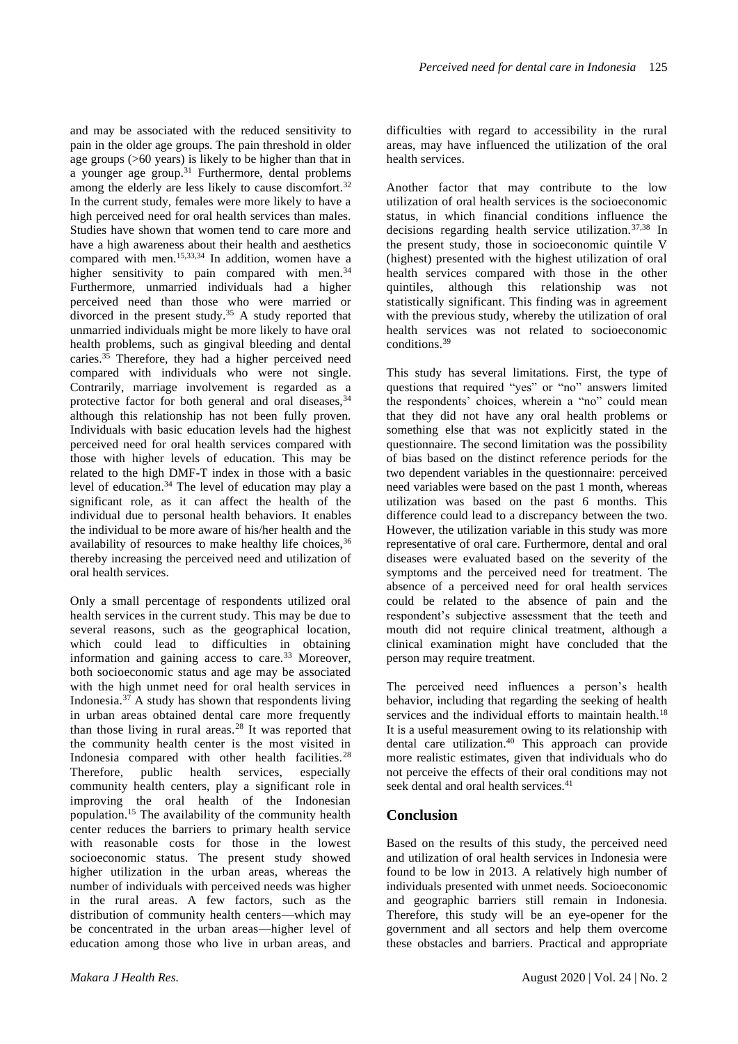and may be associated with the reduced sensitivity to pain in the older age groups. The pain threshold in older age groups (>60 years) is likely to be higher than that in a younger age group.[31] Furthermore, dental problems among the elderly are less likely to cause discomfort.[32] In the current study, females were more likely to have a high perceived need for oral health services than males. Studies have shown that women tend to care more and have a high awareness about their health and aesthetics compared with men.[15,33,34] In addition, women have a higher sensitivity to pain compared with men.[34] Furthermore, unmarried individuals had a higher perceived need than those who were married or divorced in the present study.[35] A study reported that unmarried individuals might be more likely to have oral health problems, such as gingival bleeding and dental caries.[35] Therefore, they had a higher perceived need compared with individuals who were not single. Contrarily, marriage involvement is regarded as a protective factor for both general and oral diseases,[34] although this relationship has not been fully proven. Individuals with basic education levels had the highest perceived need for oral health services compared with those with higher levels of education. This may be related to the high DMF-T index in those with a basic level of education.[34] The level of education may play a significant role, as it can affect the health of the individual due to personal health behaviors. It enables the individual to be more aware of his/her health and the availability of resources to make healthy life choices,[36] thereby increasing the perceived need and utilization of oral health services.

Only a small percentage of respondents utilized oral health services in the current study. This may be due to several reasons, such as the geographical location, which could lead to difficulties in obtaining information and gaining access to care.[33] Moreover, both socioeconomic status and age may be associated with the high unmet need for oral health services in Indonesia.[37] A study has shown that respondents living in urban areas obtained dental care more frequently than those living in rural areas.[28] It was reported that the community health center is the most visited in Indonesia compared with other health facilities.[28] Therefore, public health services, especially community health centers, play a significant role in improving the oral health of the Indonesian population.[15] The availability of the community health center reduces the barriers to primary health service with reasonable costs for those in the lowest socioeconomic status. The present study showed higher utilization in the urban areas, whereas the number of individuals with perceived needs was higher in the rural areas. A few factors, such as the distribution of community health centers—which may be concentrated in the urban areas—higher level of education among those who live in urban areas, and difficulties with regard to accessibility in the rural areas, may have influenced the utilization of the oral health services.

Another factor that may contribute to the low utilization of oral health services is the socioeconomic status, in which financial conditions influence the decisions regarding health service utilization.[37,38] In the present study, those in socioeconomic quintile V (highest) presented with the highest utilization of oral health services compared with those in the other quintiles, although this relationship was not statistically significant. This finding was in agreement with the previous study, whereby the utilization of oral health services was not related to socioeconomic conditions.[39]

This study has several limitations. First, the type of questions that required "yes" or "no" answers limited the respondents' choices, wherein a "no" could mean that they did not have any oral health problems or something else that was not explicitly stated in the questionnaire. The second limitation was the possibility of bias based on the distinct reference periods for the two dependent variables in the questionnaire: perceived need variables were based on the past 1 month, whereas utilization was based on the past 6 months. This difference could lead to a discrepancy between the two. However, the utilization variable in this study was more representative of oral care. Furthermore, dental and oral diseases were evaluated based on the severity of the symptoms and the perceived need for treatment. The absence of a perceived need for oral health services could be related to the absence of pain and the respondent's subjective assessment that the teeth and mouth did not require clinical treatment, although a clinical examination might have concluded that the person may require treatment.

The perceived need influences a person's health behavior, including that regarding the seeking of health services and the individual efforts to maintain health.[18] It is a useful measurement owing to its relationship with dental care utilization.[40] This approach can provide more realistic estimates, given that individuals who do not perceive the effects of their oral conditions may not seek dental and oral health services.[41]

## Conclusion

Based on the results of this study, the perceived need and utilization of oral health services in Indonesia were found to be low in 2013. A relatively high number of individuals presented with unmet needs. Socioeconomic and geographic barriers still remain in Indonesia. Therefore, this study will be an eye-opener for the government and all sectors and help them overcome these obstacles and barriers. Practical and appropriate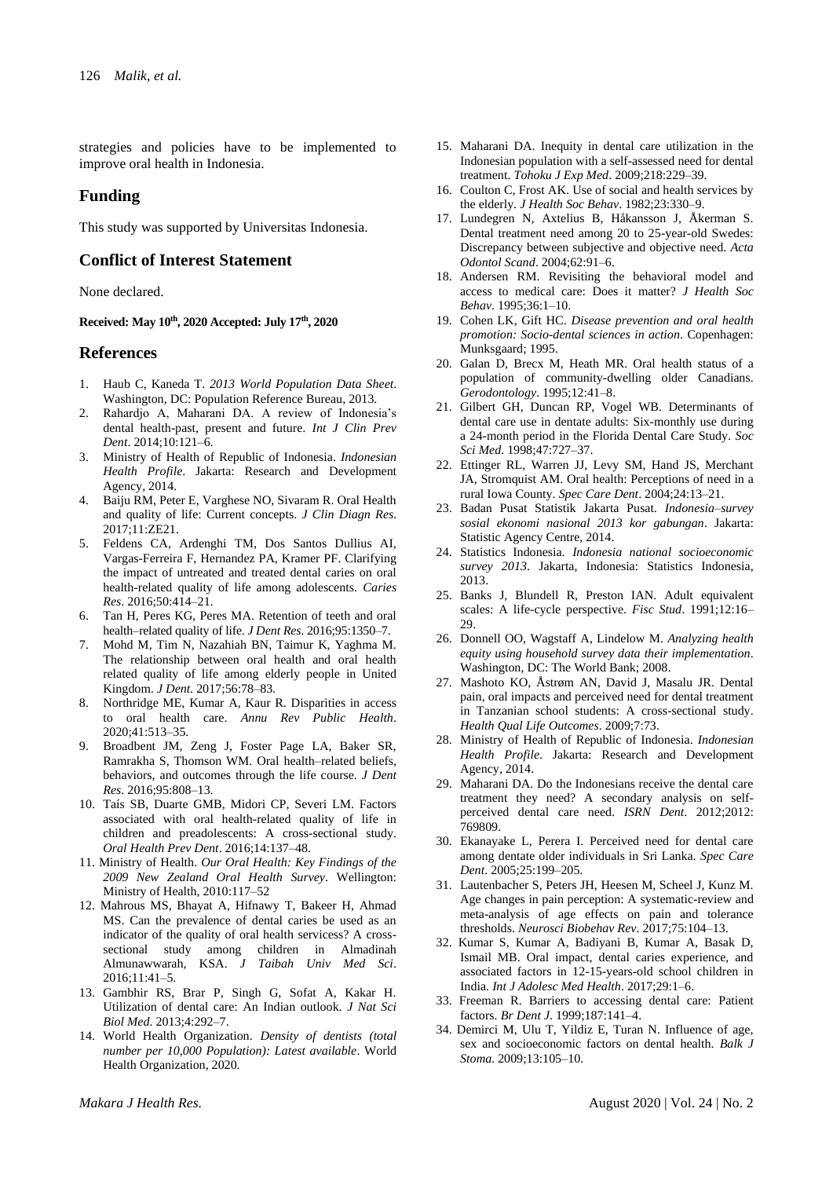strategies and policies have to be implemented to improve oral health in Indonesia.

## Funding

This study was supported by Universitas Indonesia.

## Conflict of Interest Statement

None declared.

**Received: May 10th, 2020 Accepted: July 17th, 2020**

## References

1. Haub C, Kaneda T. *2013 World Population Data Sheet*. Washington, DC: Population Reference Bureau, 2013.
2. Rahardjo A, Maharani DA. A review of Indonesia's dental health-past, present and future. *Int J Clin Prev Dent*. 2014;10:121–6.
3. Ministry of Health of Republic of Indonesia. *Indonesian Health Profile*. Jakarta: Research and Development Agency, 2014.
4. Baiju RM, Peter E, Varghese NO, Sivaram R. Oral Health and quality of life: Current concepts. *J Clin Diagn Res*. 2017;11:ZE21.
5. Feldens CA, Ardenghi TM, Dos Santos Dullius AI, Vargas-Ferreira F, Hernandez PA, Kramer PF. Clarifying the impact of untreated and treated dental caries on oral health-related quality of life among adolescents. *Caries Res*. 2016;50:414–21.
6. Tan H, Peres KG, Peres MA. Retention of teeth and oral health–related quality of life. *J Dent Res*. 2016;95:1350–7.
7. Mohd M, Tim N, Nazahiah BN, Taimur K, Yaghma M. The relationship between oral health and oral health related quality of life among elderly people in United Kingdom. *J Dent*. 2017;56:78–83.
8. Northridge ME, Kumar A, Kaur R. Disparities in access to oral health care. *Annu Rev Public Health*. 2020;41:513–35.
9. Broadbent JM, Zeng J, Foster Page LA, Baker SR, Ramrakha S, Thomson WM. Oral health–related beliefs, behaviors, and outcomes through the life course. *J Dent Res*. 2016;95:808–13.
10. Taís SB, Duarte GMB, Midori CP, Severi LM. Factors associated with oral health-related quality of life in children and preadolescents: A cross-sectional study. *Oral Health Prev Dent*. 2016;14:137–48.
11. Ministry of Health. *Our Oral Health: Key Findings of the 2009 New Zealand Oral Health Survey*. Wellington: Ministry of Health, 2010:117–52
12. Mahrous MS, Bhayat A, Hifnawy T, Bakeer H, Ahmad MS. Can the prevalence of dental caries be used as an indicator of the quality of oral health servicess? A cross-sectional study among children in Almadinah Almunawwarah, KSA. *J Taibah Univ Med Sci*. 2016;11:41–5.
13. Gambhir RS, Brar P, Singh G, Sofat A, Kakar H. Utilization of dental care: An Indian outlook. *J Nat Sci Biol Med*. 2013;4:292–7.
14. World Health Organization. *Density of dentists (total number per 10,000 Population): Latest available*. World Health Organization, 2020.
15. Maharani DA. Inequity in dental care utilization in the Indonesian population with a self-assessed need for dental treatment. *Tohoku J Exp Med*. 2009;218:229–39.
16. Coulton C, Frost AK. Use of social and health services by the elderly. *J Health Soc Behav*. 1982;23:330–9.
17. Lundegren N, Axtelius B, Håkansson J, Åkerman S. Dental treatment need among 20 to 25-year-old Swedes: Discrepancy between subjective and objective need. *Acta Odontol Scand*. 2004;62:91–6.
18. Andersen RM. Revisiting the behavioral model and access to medical care: Does it matter? *J Health Soc Behav*. 1995;36:1–10.
19. Cohen LK, Gift HC. *Disease prevention and oral health promotion: Socio-dental sciences in action*. Copenhagen: Munksgaard; 1995.
20. Galan D, Brecx M, Heath MR. Oral health status of a population of community-dwelling older Canadians. *Gerodontology*. 1995;12:41–8.
21. Gilbert GH, Duncan RP, Vogel WB. Determinants of dental care use in dentate adults: Six-monthly use during a 24-month period in the Florida Dental Care Study. *Soc Sci Med*. 1998;47:727–37.
22. Ettinger RL, Warren JJ, Levy SM, Hand JS, Merchant JA, Stromquist AM. Oral health: Perceptions of need in a rural Iowa County. *Spec Care Dent*. 2004;24:13–21.
23. Badan Pusat Statistik Jakarta Pusat. *Indonesia–survey sosial ekonomi nasional 2013 kor gabungan*. Jakarta: Statistic Agency Centre, 2014.
24. Statistics Indonesia. *Indonesia national socioeconomic survey 2013*. Jakarta, Indonesia: Statistics Indonesia, 2013.
25. Banks J, Blundell R, Preston IAN. Adult equivalent scales: A life-cycle perspective. *Fisc Stud*. 1991;12:16–29.
26. Donnell OO, Wagstaff A, Lindelow M. *Analyzing health equity using household survey data their implementation*. Washington, DC: The World Bank; 2008.
27. Mashoto KO, Åstrøm AN, David J, Masalu JR. Dental pain, oral impacts and perceived need for dental treatment in Tanzanian school students: A cross-sectional study. *Health Qual Life Outcomes*. 2009;7:73.
28. Ministry of Health of Republic of Indonesia. *Indonesian Health Profile*. Jakarta: Research and Development Agency, 2014.
29. Maharani DA. Do the Indonesians receive the dental care treatment they need? A secondary analysis on self-perceived dental care need. *ISRN Dent*. 2012;2012: 769809.
30. Ekanayake L, Perera I. Perceived need for dental care among dentate older individuals in Sri Lanka. *Spec Care Dent*. 2005;25:199–205.
31. Lautenbacher S, Peters JH, Heesen M, Scheel J, Kunz M. Age changes in pain perception: A systematic-review and meta-analysis of age effects on pain and tolerance thresholds. *Neurosci Biobehav Rev*. 2017;75:104–13.
32. Kumar S, Kumar A, Badiyani B, Kumar A, Basak D, Ismail MB. Oral impact, dental caries experience, and associated factors in 12-15-years-old school children in India. *Int J Adolesc Med Health*. 2017;29:1–6.
33. Freeman R. Barriers to accessing dental care: Patient factors. *Br Dent J*. 1999;187:141–4.
34. Demirci M, Ulu T, Yildiz E, Turan N. Influence of age, sex and socioeconomic factors on dental health. *Balk J Stoma*. 2009;13:105–10.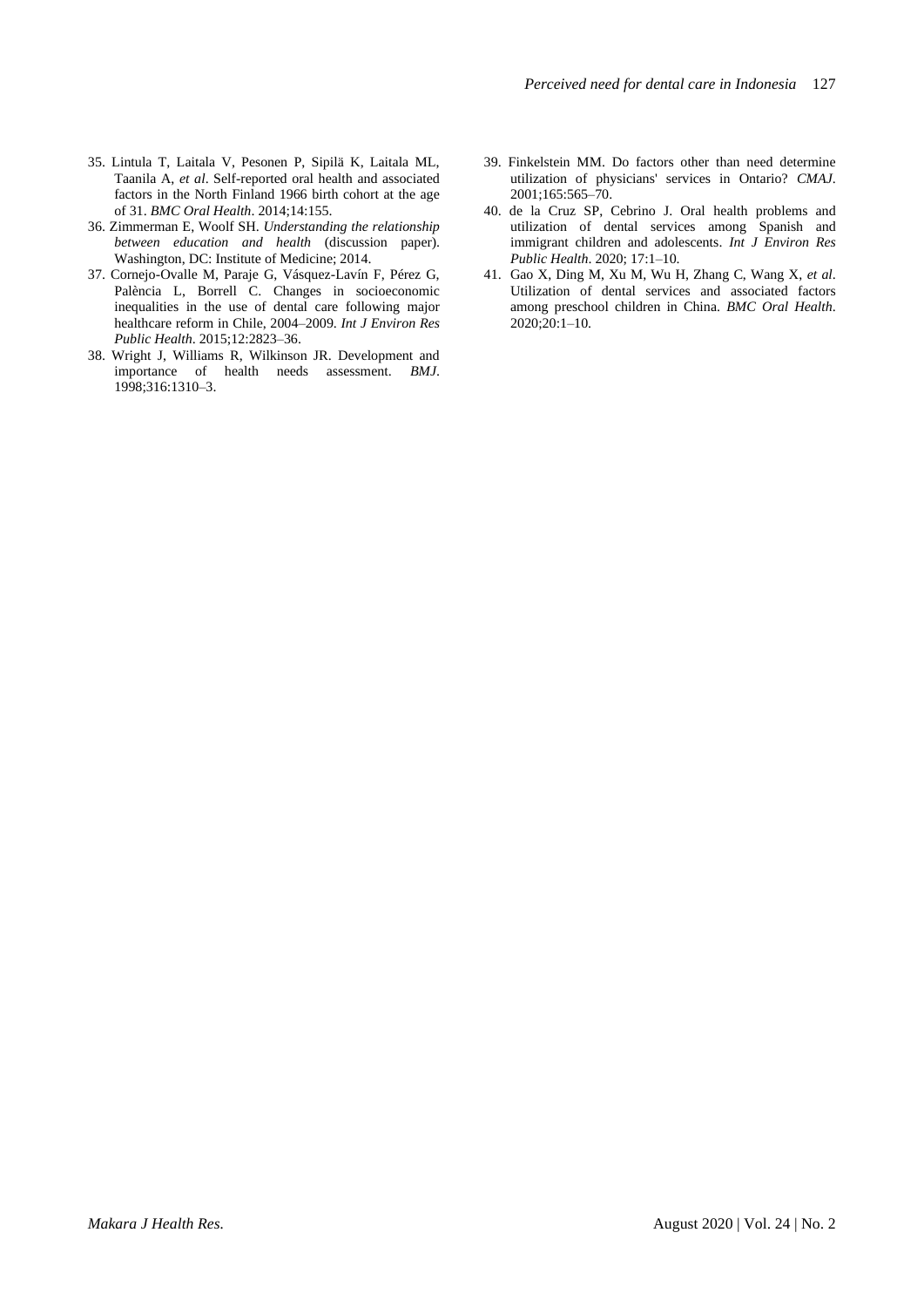35. Lintula T, Laitala V, Pesonen P, Sipilä K, Laitala ML, Taanila A, *et al*. Self-reported oral health and associated factors in the North Finland 1966 birth cohort at the age of 31. *BMC Oral Health*. 2014;14:155.
36. Zimmerman E, Woolf SH. *Understanding the relationship between education and health* (discussion paper). Washington, DC: Institute of Medicine; 2014.
37. Cornejo-Ovalle M, Paraje G, Vásquez-Lavín F, Pérez G, Palència L, Borrell C. Changes in socioeconomic inequalities in the use of dental care following major healthcare reform in Chile, 2004–2009. *Int J Environ Res Public Health*. 2015;12:2823–36.
38. Wright J, Williams R, Wilkinson JR. Development and importance of health needs assessment. *BMJ*. 1998;316:1310–3.
39. Finkelstein MM. Do factors other than need determine utilization of physicians' services in Ontario? *CMAJ*. 2001;165:565–70.
40. de la Cruz SP, Cebrino J. Oral health problems and utilization of dental services among Spanish and immigrant children and adolescents. *Int J Environ Res Public Health*. 2020; 17:1–10.
41. Gao X, Ding M, Xu M, Wu H, Zhang C, Wang X, *et al*. Utilization of dental services and associated factors among preschool children in China. *BMC Oral Health*. 2020;20:1–10.